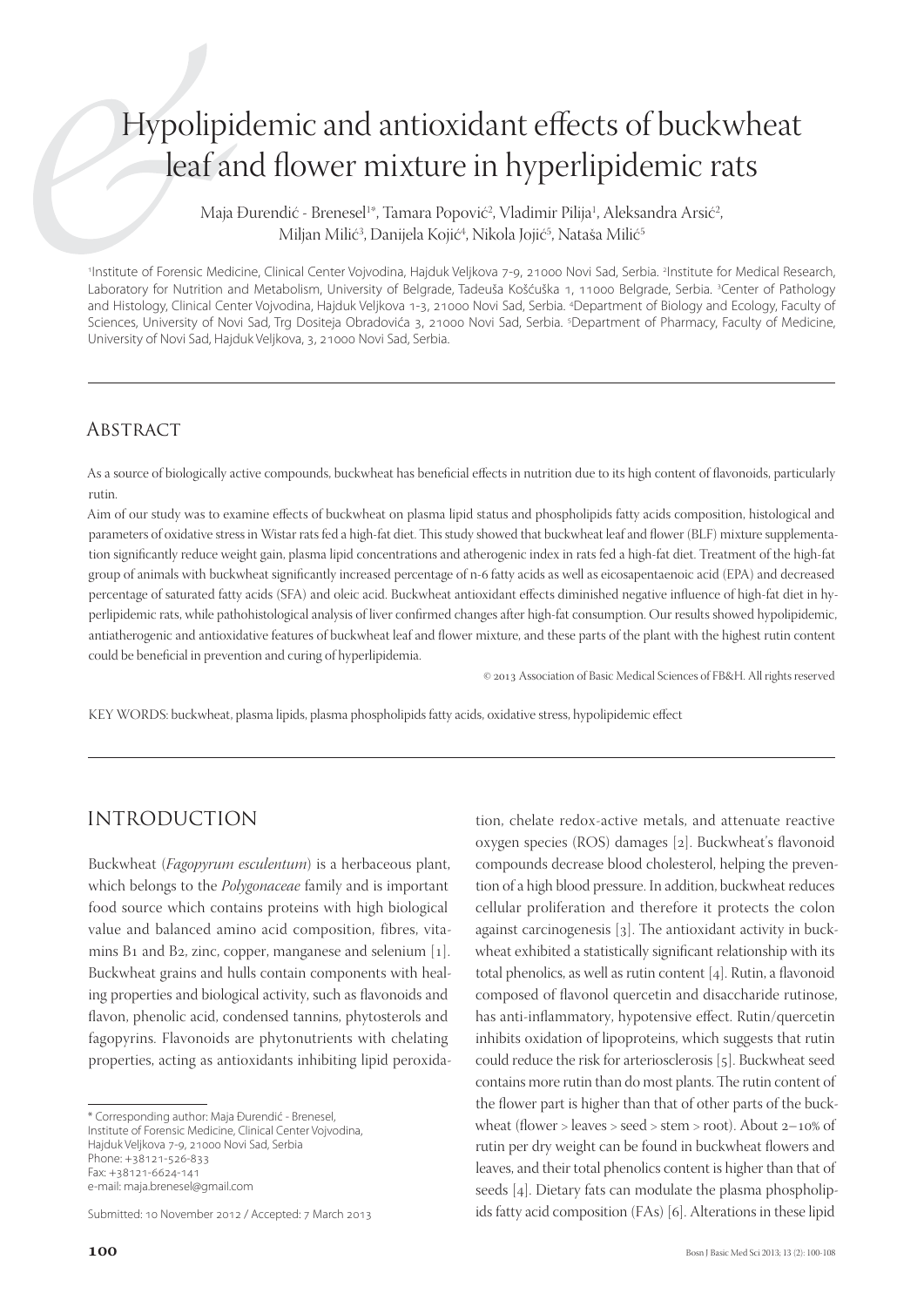# Hypolipidemic and antioxidant effects of buckwheat leaf and flower mixture in hyperlipidemic rats

Maja Đurendić - Brenesel[1*], Tamara Popović[2], Vladimir Pilija[1], Aleksandra Arsić[2], Miljan Milić[3], Danijela Kojić[4], Nikola Jojić[5], Nataša Milić[5]

[1]Institute of Forensic Medicine, Clinical Center Vojvodina, Hajduk Veljkova 7-9, 21000 Novi Sad, Serbia. [2]Institute for Medical Research, Laboratory for Nutrition and Metabolism, University of Belgrade, Tadeuša Košćuška 1, 11000 Belgrade, Serbia. [3]Center of Pathology and Histology, Clinical Center Vojvodina, Hajduk Veljkova 1-3, 21000 Novi Sad, Serbia. [4]Department of Biology and Ecology, Faculty of Sciences, University of Novi Sad, Trg Dositeja Obradovića 3, 21000 Novi Sad, Serbia. [5]Department of Pharmacy, Faculty of Medicine, University of Novi Sad, Hajduk Veljkova, 3, 21000 Novi Sad, Serbia.

## Abstract

As a source of biologically active compounds, buckwheat has beneficial effects in nutrition due to its high content of flavonoids, particularly rutin.

Aim of our study was to examine effects of buckwheat on plasma lipid status and phospholipids fatty acids composition, histological and parameters of oxidative stress in Wistar rats fed a high-fat diet. This study showed that buckwheat leaf and flower (BLF) mixture supplementation significantly reduce weight gain, plasma lipid concentrations and atherogenic index in rats fed a high-fat diet. Treatment of the high-fat group of animals with buckwheat significantly increased percentage of n-6 fatty acids as well as eicosapentaenoic acid (EPA) and decreased percentage of saturated fatty acids (SFA) and oleic acid. Buckwheat antioxidant effects diminished negative influence of high-fat diet in hyperlipidemic rats, while pathohistological analysis of liver confirmed changes after high-fat consumption. Our results showed hypolipidemic, antiatherogenic and antioxidative features of buckwheat leaf and flower mixture, and these parts of the plant with the highest rutin content could be beneficial in prevention and curing of hyperlipidemia.

© 2013 Association of Basic Medical Sciences of FB&H. All rights reserved

KEY WORDS: buckwheat, plasma lipids, plasma phospholipids fatty acids, oxidative stress, hypolipidemic effect

## Introduction

Buckwheat (*Fagopyrum esculentum*) is a herbaceous plant, which belongs to the *Polygonaceae* family and is important food source which contains proteins with high biological value and balanced amino acid composition, fibres, vitamins B1 and B2, zinc, copper, manganese and selenium [1]. Buckwheat grains and hulls contain components with healing properties and biological activity, such as flavonoids and flavon, phenolic acid, condensed tannins, phytosterols and fagopyrins. Flavonoids are phytonutrients with chelating properties, acting as antioxidants inhibiting lipid peroxidation, chelate redox-active metals, and attenuate reactive oxygen species (ROS) damages [2]. Buckwheat's flavonoid compounds decrease blood cholesterol, helping the prevention of a high blood pressure. In addition, buckwheat reduces cellular proliferation and therefore it protects the colon against carcinogenesis [3]. The antioxidant activity in buckwheat exhibited a statistically significant relationship with its total phenolics, as well as rutin content [4]. Rutin, a flavonoid composed of flavonol quercetin and disaccharide rutinose, has anti-inflammatory, hypotensive effect. Rutin/quercetin inhibits oxidation of lipoproteins, which suggests that rutin could reduce the risk for arteriosclerosis [5]. Buckwheat seed contains more rutin than do most plants. The rutin content of the flower part is higher than that of other parts of the buckwheat (flower > leaves > seed > stem > root). About 2–10% of rutin per dry weight can be found in buckwheat flowers and leaves, and their total phenolics content is higher than that of seeds [4]. Dietary fats can modulate the plasma phospholipids fatty acid composition (FAs) [6]. Alterations in these lipid

\* Corresponding author: Maja Đurendić - Brenesel, Institute of Forensic Medicine, Clinical Center Vojvodina, Hajduk Veljkova 7-9, 21000 Novi Sad, Serbia
Phone: +38121-526-833
Fax: +38121-6624-141
e-mail: maja.brenesel@gmail.com

Submitted: 10 November 2012 / Accepted: 7 March 2013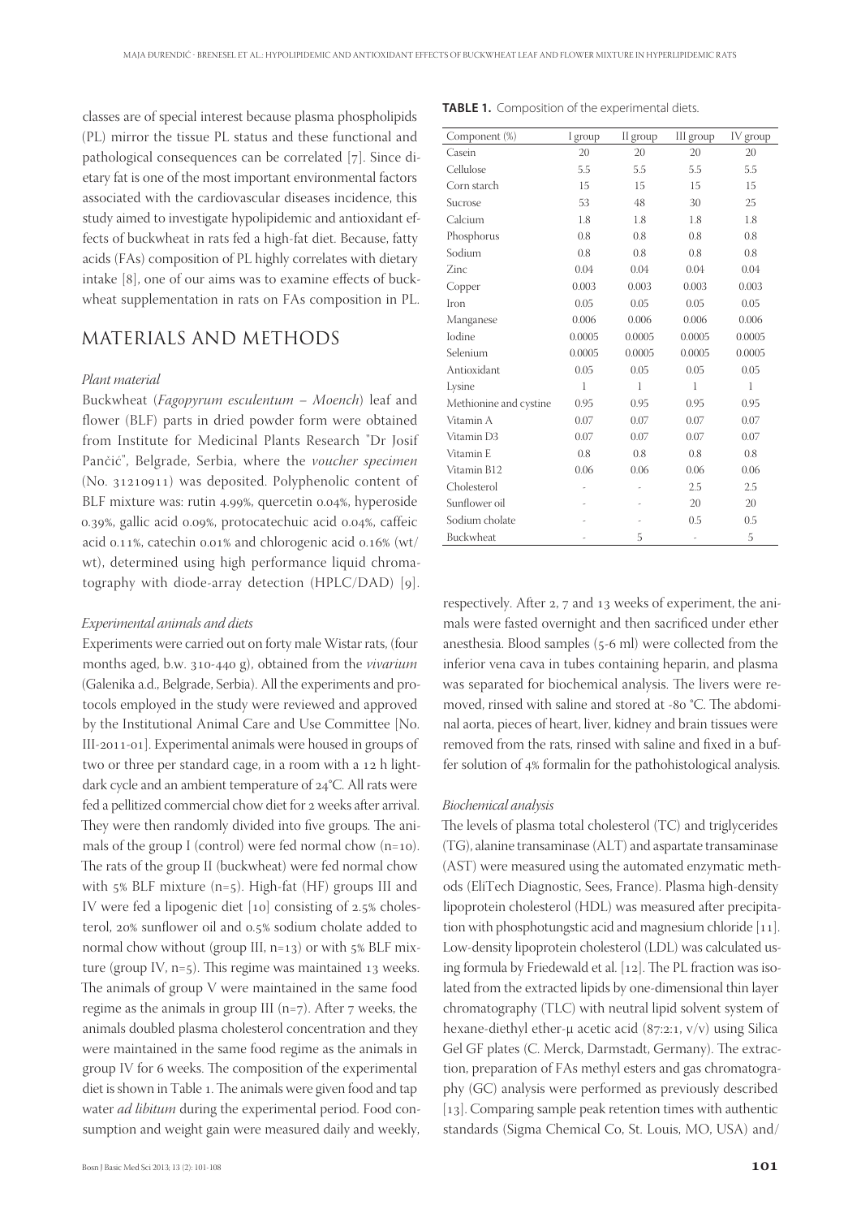classes are of special interest because plasma phospholipids (PL) mirror the tissue PL status and these functional and pathological consequences can be correlated [7]. Since dietary fat is one of the most important environmental factors associated with the cardiovascular diseases incidence, this study aimed to investigate hypolipidemic and antioxidant effects of buckwheat in rats fed a high-fat diet. Because, fatty acids (FAs) composition of PL highly correlates with dietary intake [8], one of our aims was to examine effects of buckwheat supplementation in rats on FAs composition in PL.

## MATERIALS AND METHODS

### *Plant material*

Buckwheat (*Fagopyrum esculentum – Moench*) leaf and flower (BLF) parts in dried powder form were obtained from Institute for Medicinal Plants Research "Dr Josif Pančić", Belgrade, Serbia, where the *voucher specimen* (No. 31210911) was deposited. Polyphenolic content of BLF mixture was: rutin 4.99%, quercetin 0.04%, hyperoside 0.39%, gallic acid 0.09%, protocatechuic acid 0.04%, caffeic acid 0.11%, catechin 0.01% and chlorogenic acid 0.16% (wt/wt), determined using high performance liquid chromatography with diode-array detection (HPLC/DAD) [9].

### *Experimental animals and diets*

Experiments were carried out on forty male Wistar rats, (four months aged, b.w. 310-440 g), obtained from the *vivarium* (Galenika a.d., Belgrade, Serbia). All the experiments and protocols employed in the study were reviewed and approved by the Institutional Animal Care and Use Committee [No. III-2011-01]. Experimental animals were housed in groups of two or three per standard cage, in a room with a 12 h light-dark cycle and an ambient temperature of 24°C. All rats were fed a pellitized commercial chow diet for 2 weeks after arrival. They were then randomly divided into five groups. The animals of the group I (control) were fed normal chow (n=10). The rats of the group II (buckwheat) were fed normal chow with 5% BLF mixture (n=5). High-fat (HF) groups III and IV were fed a lipogenic diet [10] consisting of 2.5% cholesterol, 20% sunflower oil and 0.5% sodium cholate added to normal chow without (group III, n=13) or with 5% BLF mixture (group IV, n=5). This regime was maintained 13 weeks. The animals of group V were maintained in the same food regime as the animals in group III (n=7). After 7 weeks, the animals doubled plasma cholesterol concentration and they were maintained in the same food regime as the animals in group IV for 6 weeks. The composition of the experimental diet is shown in Table 1. The animals were given food and tap water *ad libitum* during the experimental period. Food consumption and weight gain were measured daily and weekly, respectively. After 2, 7 and 13 weeks of experiment, the animals were fasted overnight and then sacrificed under ether anesthesia. Blood samples (5-6 ml) were collected from the inferior vena cava in tubes containing heparin, and plasma was separated for biochemical analysis. The livers were removed, rinsed with saline and stored at -80 °C. The abdominal aorta, pieces of heart, liver, kidney and brain tissues were removed from the rats, rinsed with saline and fixed in a buffer solution of 4% formalin for the pathohistological analysis.

**TABLE 1.** Composition of the experimental diets.

| Component (%) | I group | II group | III group | IV group |
|---|---|---|---|---|
| Casein | 20 | 20 | 20 | 20 |
| Cellulose | 5.5 | 5.5 | 5.5 | 5.5 |
| Corn starch | 15 | 15 | 15 | 15 |
| Sucrose | 53 | 48 | 30 | 25 |
| Calcium | 1.8 | 1.8 | 1.8 | 1.8 |
| Phosphorus | 0.8 | 0.8 | 0.8 | 0.8 |
| Sodium | 0.8 | 0.8 | 0.8 | 0.8 |
| Zinc | 0.04 | 0.04 | 0.04 | 0.04 |
| Copper | 0.003 | 0.003 | 0.003 | 0.003 |
| Iron | 0.05 | 0.05 | 0.05 | 0.05 |
| Manganese | 0.006 | 0.006 | 0.006 | 0.006 |
| Iodine | 0.0005 | 0.0005 | 0.0005 | 0.0005 |
| Selenium | 0.0005 | 0.0005 | 0.0005 | 0.0005 |
| Antioxidant | 0.05 | 0.05 | 0.05 | 0.05 |
| Lysine | 1 | 1 | 1 | 1 |
| Methionine and cystine | 0.95 | 0.95 | 0.95 | 0.95 |
| Vitamin A | 0.07 | 0.07 | 0.07 | 0.07 |
| Vitamin D3 | 0.07 | 0.07 | 0.07 | 0.07 |
| Vitamin E | 0.8 | 0.8 | 0.8 | 0.8 |
| Vitamin B12 | 0.06 | 0.06 | 0.06 | 0.06 |
| Cholesterol | - | - | 2.5 | 2.5 |
| Sunflower oil | - | - | 20 | 20 |
| Sodium cholate | - | - | 0.5 | 0.5 |
| Buckwheat | - | 5 | - | 5 |

### *Biochemical analysis*

The levels of plasma total cholesterol (TC) and triglycerides (TG), alanine transaminase (ALT) and aspartate transaminase (AST) were measured using the automated enzymatic methods (EliTech Diagnostic, Sees, France). Plasma high-density lipoprotein cholesterol (HDL) was measured after precipitation with phosphotungstic acid and magnesium chloride [11]. Low-density lipoprotein cholesterol (LDL) was calculated using formula by Friedewald et al. [12]. The PL fraction was isolated from the extracted lipids by one-dimensional thin layer chromatography (TLC) with neutral lipid solvent system of hexane-diethyl ether-μ acetic acid (87:2:1, v/v) using Silica Gel GF plates (C. Merck, Darmstadt, Germany). The extraction, preparation of FAs methyl esters and gas chromatography (GC) analysis were performed as previously described [13]. Comparing sample peak retention times with authentic standards (Sigma Chemical Co, St. Louis, MO, USA) and/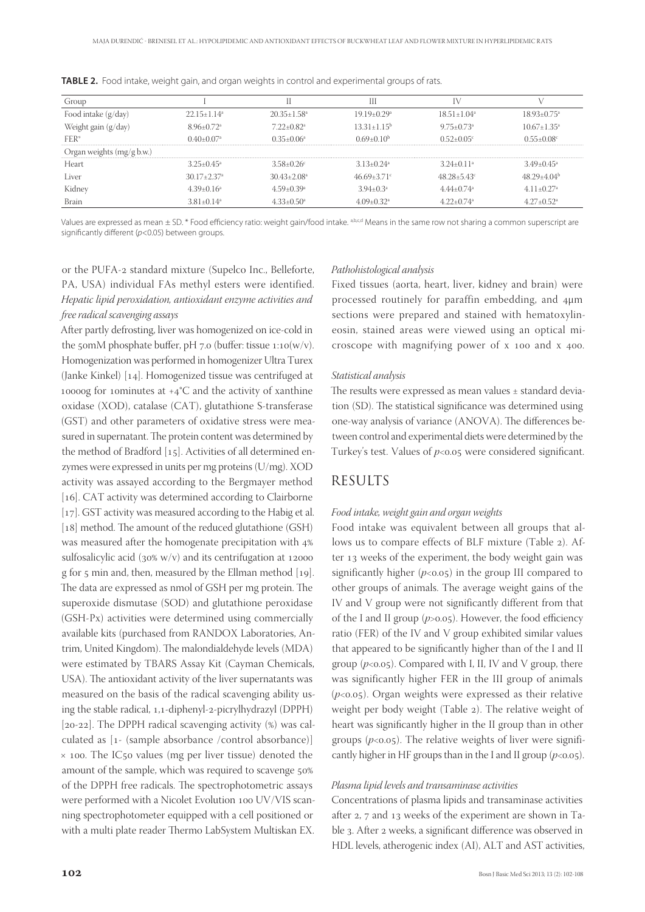**TABLE 2.** Food intake, weight gain, and organ weights in control and experimental groups of rats.

| Group | I | II | III | IV | V |
|---|---|---|---|---|---|
| Food intake (g/day) | $22.15\pm1.14^a$ | $20.35\pm1.58^a$ | $19.19\pm0.29^a$ | $18.51\pm1.04^a$ | $18.93\pm0.75^a$ |
| Weight gain (g/day) | $8.96\pm0.72^a$ | $7.22\pm0.82^a$ | $13.31\pm1.15^b$ | $9.75\pm0.73^a$ | $10.67\pm1.35^a$ |
| FER* | $0.40\pm0.07^a$ | $0.35\pm0.06^a$ | $0.69\pm0.10^b$ | $0.52\pm0.05^c$ | $0.55\pm0.08^c$ |
| Organ weights (mg/g b.w.) | | | | | |
| Heart | $3.25\pm0.45^a$ | $3.58\pm0.26^c$ | $3.13\pm0.24^a$ | $3.24\pm0.11^a$ | $3.49\pm0.45^a$ |
| Liver | $30.17\pm2.37^a$ | $30.43\pm2.08^a$ | $46.69\pm3.71^c$ | $48.28\pm5.43^c$ | $48.29\pm4.04^b$ |
| Kidney | $4.39\pm0.16^a$ | $4.59\pm0.39^a$ | $3.94\pm0.3^a$ | $4.44\pm0.74^a$ | $4.11\pm0.27^a$ |
| Brain | $3.81\pm0.14^a$ | $4.33\pm0.50^a$ | $4.09\pm0.32^a$ | $4.22\pm0.74^a$ | $4.27\pm0.52^a$ |

Values are expressed as mean ± SD. * Food efficiency ratio: weight gain/food intake. [a,b,c,d] Means in the same row not sharing a common superscript are significantly different ($p<0.05$) between groups.

or the PUFA-2 standard mixture (Supelco Inc., Belleforte, PA, USA) individual FAs methyl esters were identified.

*Hepatic lipid peroxidation, antioxidant enzyme activities and free radical scavenging assays*

After partly defrosting, liver was homogenized on ice-cold in the 50mM phosphate buffer, pH 7.0 (buffer: tissue 1:10(w/v). Homogenization was performed in homogenizer Ultra Turex (Janke Kinkel) [14]. Homogenized tissue was centrifuged at 10000g for 10minutes at +4°C and the activity of xanthine oxidase (XOD), catalase (CAT), glutathione S-transferase (GST) and other parameters of oxidative stress were measured in supernatant. The protein content was determined by the method of Bradford [15]. Activities of all determined enzymes were expressed in units per mg proteins (U/mg). XOD activity was assayed according to the Bergmayer method [16]. CAT activity was determined according to Clairborne [17]. GST activity was measured according to the Habig et al. [18] method. The amount of the reduced glutathione (GSH) was measured after the homogenate precipitation with 4% sulfosalicylic acid (30% w/v) and its centrifugation at 12000 g for 5 min and, then, measured by the Ellman method [19]. The data are expressed as nmol of GSH per mg protein. The superoxide dismutase (SOD) and glutathione peroxidase (GSH-Px) activities were determined using commercially available kits (purchased from RANDOX Laboratories, Antrim, United Kingdom). The malondialdehyde levels (MDA) were estimated by TBARS Assay Kit (Cayman Chemicals, USA). The antioxidant activity of the liver supernatants was measured on the basis of the radical scavenging ability using the stable radical, 1,1-diphenyl-2-picrylhydrazyl (DPPH) [20-22]. The DPPH radical scavenging activity (%) was calculated as [1- (sample absorbance /control absorbance)] × 100. The $IC_{50}$ values (mg per liver tissue) denoted the amount of the sample, which was required to scavenge 50% of the DPPH free radicals. The spectrophotometric assays were performed with a Nicolet Evolution 100 UV/VIS scanning spectrophotometer equipped with a cell positioned or with a multi plate reader Thermo LabSystem Multiskan EX.

*Pathohistological analysis*

Fixed tissues (aorta, heart, liver, kidney and brain) were processed routinely for paraffin embedding, and 4μm sections were prepared and stained with hematoxylineosin, stained areas were viewed using an optical microscope with magnifying power of x 100 and x 400.

*Statistical analysis*

The results were expressed as mean values ± standard deviation (SD). The statistical significance was determined using one-way analysis of variance (ANOVA). The differences between control and experimental diets were determined by the Turkey's test. Values of $p<0.05$ were considered significant.

## RESULTS

*Food intake, weight gain and organ weights*

Food intake was equivalent between all groups that allows us to compare effects of BLF mixture (Table 2). After 13 weeks of the experiment, the body weight gain was significantly higher ($p<0.05$) in the group III compared to other groups of animals. The average weight gains of the IV and V group were not significantly different from that of the I and II group ($p>0.05$). However, the food efficiency ratio (FER) of the IV and V group exhibited similar values that appeared to be significantly higher than of the I and II group ($p<0.05$). Compared with I, II, IV and V group, there was significantly higher FER in the III group of animals ($p<0.05$). Organ weights were expressed as their relative weight per body weight (Table 2). The relative weight of heart was significantly higher in the II group than in other groups ($p<0.05$). The relative weights of liver were significantly higher in HF groups than in the I and II group ($p<0.05$).

*Plasma lipid levels and transaminase activities*

Concentrations of plasma lipids and transaminase activities after 2, 7 and 13 weeks of the experiment are shown in Table 3. After 2 weeks, a significant difference was observed in HDL levels, atherogenic index (AI), ALT and AST activities,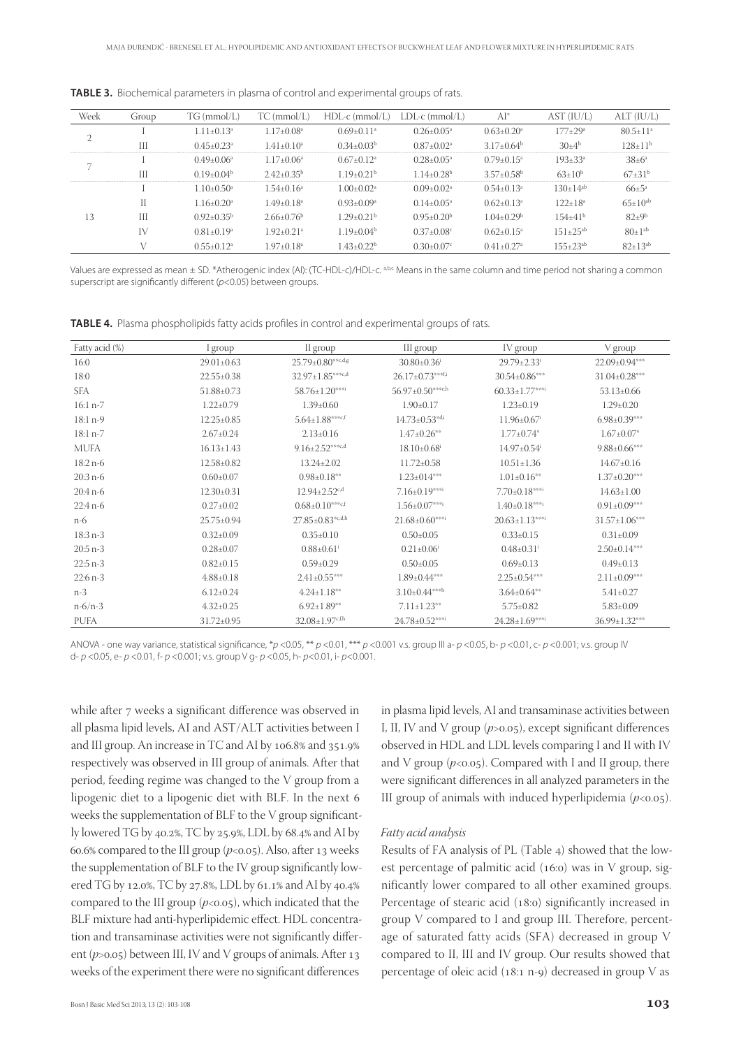**TABLE 3.** Biochemical parameters in plasma of control and experimental groups of rats.

| Week | Group | TG (mmol/L) | TC (mmol/L) | HDL-c (mmol/L) | LDL-c (mmol/L) | AI* | AST (IU/L) | ALT (IU/L) |
|---|---|---|---|---|---|---|---|---|
| 2 | I | 1.11±0.13[a] | 1.17±0.08[a] | 0.69±0.11[a] | 0.26±0.05[a] | 0.63±0.20[a] | 177±29[a] | 80.5±11[a] |
| | III | 0.45±0.23[a] | 1.41±0.10[a] | 0.34±0.03[b] | 0.87±0.02[a] | 3.17±0.64[b] | 30±4[b] | 128±11[b] |
| 7 | I | 0.49±0.06[a] | 1.17±0.06[a] | 0.67±0.12[a] | 0.28±0.05[a] | 0.79±0.15[a] | 193±33[a] | 38±6[a] |
| | III | 0.19±0.04[b] | 2.42±0.35[b] | 1.19±0.21[b] | 1.14±0.28[b] | 3.57±0.58[b] | 63±10[b] | 67±31[b] |
| 13 | I | 1.10±0.50[a] | 1.54±0.16[a] | 1.00±0.02[a] | 0.09±0.02[a] | 0.54±0.13[a] | 130±14[ab] | 66±5[a] |
| | II | 1.16±0.20[a] | 1.49±0.18[a] | 0.93±0.09[a] | 0.14±0.05[a] | 0.62±0.13[a] | 122±18[a] | 65±10[ab] |
| | III | 0.92±0.35[b] | 2.66±0.76[b] | 1.29±0.21[b] | 0.95±0.20[b] | 1.04±0.29[b] | 154±41[b] | 82±9[b] |
| | IV | 0.81±0.19[a] | 1.92±0.21[a] | 1.19±0.04[b] | 0.37±0.08[c] | 0.62±0.15[a] | 151±25[ab] | 80±1[ab] |
| | V | 0.55±0.12[a] | 1.97±0.18[a] | 1.43±0.22[b] | 0.30±0.07[c] | 0.41±0.27[a] | 155±23[ab] | 82±13[ab] |

Values are expressed as mean ± SD. *Atherogenic index (AI): (TC-HDL-c)/HDL-c. [a,b,c] Means in the same column and time period not sharing a common superscript are significantly different ($p$<0.05) between groups.

**TABLE 4.** Plasma phospholipids fatty acids profiles in control and experimental groups of rats.

| Fatty acid (%) | I group | II group | III group | IV group | V group |
|---|---|---|---|---|---|
| 16:0 | 29.01±0.63 | 25.79±0.80[***c,d,g] | 30.80±0.36[i] | 29.79±2.33[i] | 22.09±0.94[***] |
| 18:0 | 22.55±0.38 | 32.97±1.85[***c,d] | 26.17±0.73[***f,i] | 30.54±0.86[***] | 31.04±0.28[***] |
| SFA | 51.88±0.73 | 58.76±1.20[***i] | 56.97±0.50[***e,h] | 60.33±1.77[***i] | 53.13±0.66 |
| 16:1 n-7 | 1.22±0.79 | 1.39±0.60 | 1.90±0.17 | 1.23±0.19 | 1.29±0.20 |
| 18:1 n-9 | 12.25±0.85 | 5.64±1.88[***c,f] | 14.73±0.53[*d,i] | 11.96±0.67[i] | 6.98±0.39[***] |
| 18:1 n-7 | 2.67±0.24 | 2.13±0.16 | 1.47±0.26[**] | 1.77±0.74[*] | 1.67±0.07[*] |
| MUFA | 16.13±1.43 | 9.16±2.52[***c,d] | 18.10±0.68[i] | 14.97±0.54[i] | 9.88±0.66[***] |
| 18:2 n-6 | 12.58±0.82 | 13.24±2.02 | 11.72±0.58 | 10.51±1.36 | 14.67±0.16 |
| 20:3 n-6 | 0.60±0.07 | 0.98±0.18[**] | 1.23±014[***] | 1.01±0.16[**] | 1.37±0.20[***] |
| 20:4 n-6 | 12.30±0.31 | 12.94±2.52[c,d] | 7.16±0.19[***i] | 7.70±0.18[***i] | 14.63±1.00 |
| 22:4 n-6 | 0.27±0.02 | 0.68±0.10[***c,f] | 1.56±0.07[***i] | 1.40±0.18[***i] | 0.91±0.09[***] |
| n-6 | 25.75±0.94 | 27.85±0.83[*c,d,h] | 21.68±0.60[***i] | 20.63±1.13[***i] | 31.57±1.06[***] |
| 18:3 n-3 | 0.32±0.09 | 0.35±0.10 | 0.50±0.05 | 0.33±0.15 | 0.31±0.09 |
| 20:5 n-3 | 0.28±0.07 | 0.88±0.61[i] | 0.21±0.06[i] | 0.48±0.31[i] | 2.50±0.14[***] |
| 22:5 n-3 | 0.82±0.15 | 0.59±0.29 | 0.50±0.05 | 0.69±0.13 | 0.49±0.13 |
| 22:6 n-3 | 4.88±0.18 | 2.41±0.55[***] | 1.89±0.44[***] | 2.25±0.54[***] | 2.11±0.09[***] |
| n-3 | 6.12±0.24 | 4.24±1.18[**] | 3.10±0.44[***h] | 3.64±0.64[**] | 5.41±0.27 |
| n-6/n-3 | 4.32±0.25 | 6.92±1.89[**] | 7.11±1.23[**] | 5.75±0.82 | 5.83±0.09 |
| PUFA | 31.72±0.95 | 32.08±1.97[c,f,h] | 24.78±0.52[***i] | 24.28±1.69[***i] | 36.99±1.32[***] |

ANOVA - one way variance, statistical significance, *$p$ <0.05, ** $p$ <0.01, *** $p$ <0.001 v.s. group III a- $p$ <0.05, b- $p$ <0.01, c- $p$ <0.001; v.s. group IV d- $p$ <0.05, e- $p$ <0.01, f- $p$ <0.001; v.s. group V g- $p$ <0.05, h- $p$<0.01, i- $p$<0.001.

while after 7 weeks a significant difference was observed in all plasma lipid levels, AI and AST/ALT activities between I and III group. An increase in TC and AI by 106.8% and 351.9% respectively was observed in III group of animals. After that period, feeding regime was changed to the V group from a lipogenic diet to a lipogenic diet with BLF. In the next 6 weeks the supplementation of BLF to the V group significantly lowered TG by 40.2%, TC by 25.9%, LDL by 68.4% and AI by 60.6% compared to the III group ($p$<0.05). Also, after 13 weeks the supplementation of BLF to the IV group significantly lowered TG by 12.0%, TC by 27.8%, LDL by 61.1% and AI by 40.4% compared to the III group ($p$<0.05), which indicated that the BLF mixture had anti-hyperlipidemic effect. HDL concentration and transaminase activities were not significantly different ($p$>0.05) between III, IV and V groups of animals. After 13 weeks of the experiment there were no significant differences in plasma lipid levels, AI and transaminase activities between I, II, IV and V group ($p$>0.05), except significant differences observed in HDL and LDL levels comparing I and II with IV and V group ($p$<0.05). Compared with I and II group, there were significant differences in all analyzed parameters in the III group of animals with induced hyperlipidemia ($p$<0.05).

### *Fatty acid analysis*

Results of FA analysis of PL (Table 4) showed that the lowest percentage of palmitic acid (16:0) was in V group, significantly lower compared to all other examined groups. Percentage of stearic acid (18:0) significantly increased in group V compared to I and group III. Therefore, percentage of saturated fatty acids (SFA) decreased in group V compared to II, III and IV group. Our results showed that percentage of oleic acid (18:1 n-9) decreased in group V as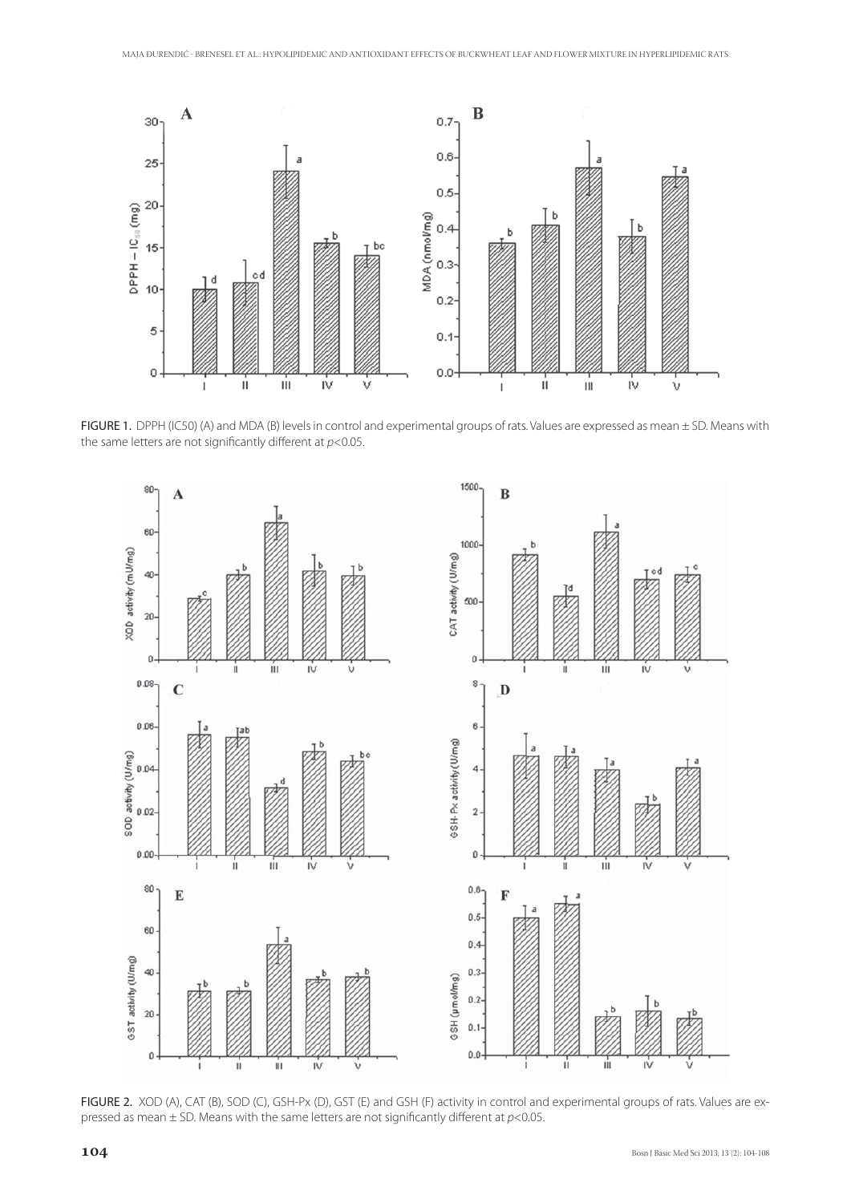FIGURE 1. DPPH (IC50) (A) and MDA (B) levels in control and experimental groups of rats. Values are expressed as mean ± SD. Means with the same letters are not significantly different at $p<0.05$.

FIGURE 2. XOD (A), CAT (B), SOD (C), GSH-Px (D), GST (E) and GSH (F) activity in control and experimental groups of rats. Values are expressed as mean ± SD. Means with the same letters are not significantly different at $p<0.05$.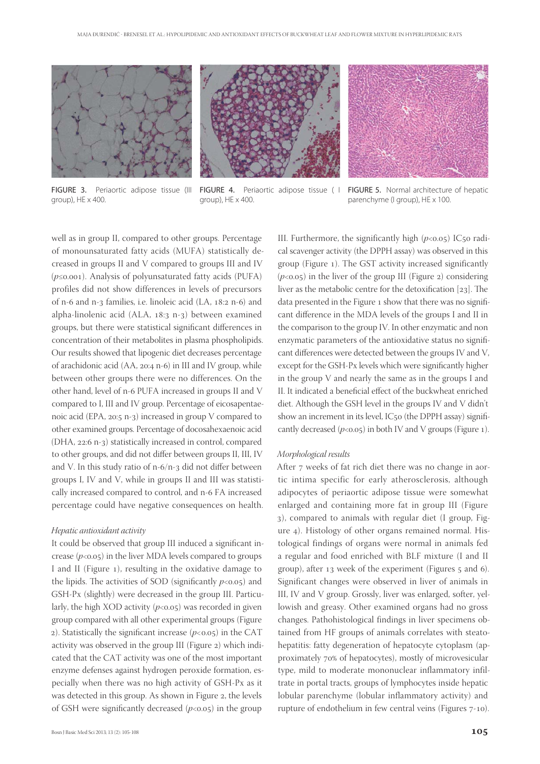FIGURE 3. Periaortic adipose tissue (III group), HE x 400.

FIGURE 4. Periaortic adipose tissue ( I group), HE x 400.

FIGURE 5. Normal architecture of hepatic parenchyme (I group), HE x 100.

well as in group II, compared to other groups. Percentage of monounsaturated fatty acids (MUFA) statistically decreased in groups II and V compared to groups III and IV ($p \leq 0.001$). Analysis of polyunsaturated fatty acids (PUFA) profiles did not show differences in levels of precursors of n-6 and n-3 families, i.e. linoleic acid (LA, 18:2 n-6) and alpha-linolenic acid (ALA, 18:3 n-3) between examined groups, but there were statistical significant differences in concentration of their metabolites in plasma phospholipids. Our results showed that lipogenic diet decreases percentage of arachidonic acid (AA, 20:4 n-6) in III and IV group, while between other groups there were no differences. On the other hand, level of n-6 PUFA increased in groups II and V compared to I, III and IV group. Percentage of eicosapentaenoic acid (EPA, 20:5 n-3) increased in group V compared to other examined groups. Percentage of docosahexaenoic acid (DHA, 22:6 n-3) statistically increased in control, compared to other groups, and did not differ between groups II, III, IV and V. In this study ratio of n-6/n-3 did not differ between groups I, IV and V, while in groups II and III was statistically increased compared to control, and n-6 FA increased percentage could have negative consequences on health.

*Hepatic antioxidant activity*

It could be observed that group III induced a significant increase ($p<0.05$) in the liver MDA levels compared to groups I and II (Figure 1), resulting in the oxidative damage to the lipids. The activities of SOD (significantly $p<0.05$) and GSH-Px (slightly) were decreased in the group III. Particularly, the high XOD activity ($p<0.05$) was recorded in given group compared with all other experimental groups (Figure 2). Statistically the significant increase ($p<0.05$) in the CAT activity was observed in the group III (Figure 2) which indicated that the CAT activity was one of the most important enzyme defenses against hydrogen peroxide formation, especially when there was no high activity of GSH-Px as it was detected in this group. As shown in Figure 2, the levels of GSH were significantly decreased ($p<0.05$) in the group III. Furthermore, the significantly high ($p<0.05$) IC50 radical scavenger activity (the DPPH assay) was observed in this group (Figure 1). The GST activity increased significantly ($p<0.05$) in the liver of the group III (Figure 2) considering liver as the metabolic centre for the detoxification [23]. The data presented in the Figure 1 show that there was no significant difference in the MDA levels of the groups I and II in the comparison to the group IV. In other enzymatic and non enzymatic parameters of the antioxidative status no significant differences were detected between the groups IV and V, except for the GSH-Px levels which were significantly higher in the group V and nearly the same as in the groups I and II. It indicated a beneficial effect of the buckwheat enriched diet. Although the GSH level in the groups IV and V didn't show an increment in its level, IC50 (the DPPH assay) significantly decreased ($p<0.05$) in both IV and V groups (Figure 1).

*Morphological results*

After 7 weeks of fat rich diet there was no change in aortic intima specific for early atherosclerosis, although adipocytes of periaortic adipose tissue were somewhat enlarged and containing more fat in group III (Figure 3), compared to animals with regular diet (I group, Figure 4). Histology of other organs remained normal. Histological findings of organs were normal in animals fed a regular and food enriched with BLF mixture (I and II group), after 13 week of the experiment (Figures 5 and 6). Significant changes were observed in liver of animals in III, IV and V group. Grossly, liver was enlarged, softer, yellowish and greasy. Other examined organs had no gross changes. Pathohistological findings in liver specimens obtained from HF groups of animals correlates with steatohepatitis: fatty degeneration of hepatocyte cytoplasm (approximately 70% of hepatocytes), mostly of microvesicular type, mild to moderate mononuclear inflammatory infiltrate in portal tracts, groups of lymphocytes inside hepatic lobular parenchyme (lobular inflammatory activity) and rupture of endothelium in few central veins (Figures 7-10).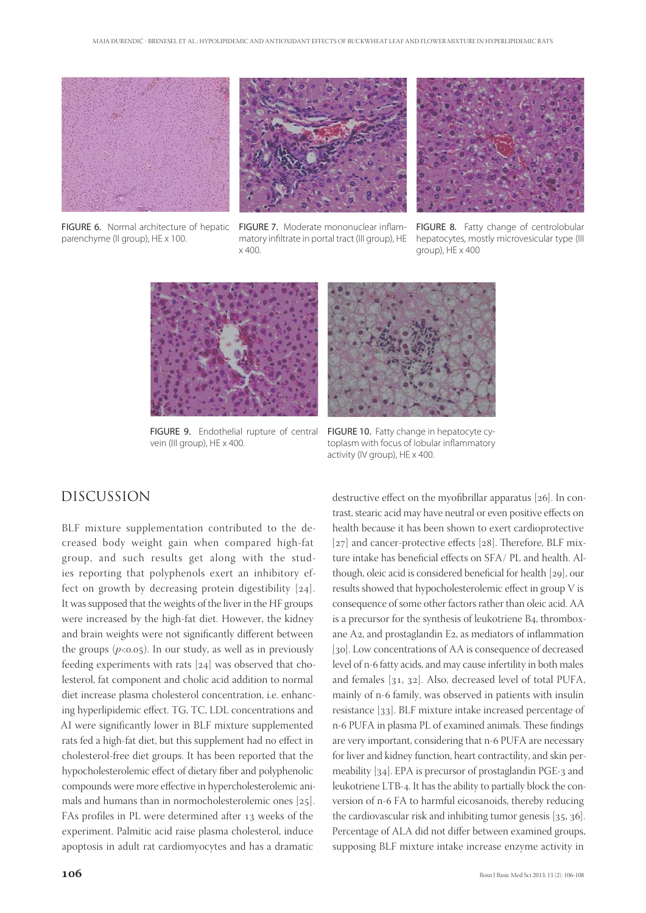FIGURE 6. Normal architecture of hepatic parenchyme (II group), HE x 100.

FIGURE 7. Moderate mononuclear inflammatory infiltrate in portal tract (III group), HE x 400.

FIGURE 8. Fatty change of centrolobular hepatocytes, mostly microvesicular type (III group), HE x 400

FIGURE 9. Endothelial rupture of central vein (III group), HE x 400.

FIGURE 10. Fatty change in hepatocyte cytoplasm with focus of lobular inflammatory activity (IV group), HE x 400.

## DISCUSSION

BLF mixture supplementation contributed to the decreased body weight gain when compared high-fat group, and such results get along with the studies reporting that polyphenols exert an inhibitory effect on growth by decreasing protein digestibility [24]. It was supposed that the weights of the liver in the HF groups were increased by the high-fat diet. However, the kidney and brain weights were not significantly different between the groups ($p<0.05$). In our study, as well as in previously feeding experiments with rats [24] was observed that cholesterol, fat component and cholic acid addition to normal diet increase plasma cholesterol concentration, i.e. enhancing hyperlipidemic effect. TG, TC, LDL concentrations and AI were significantly lower in BLF mixture supplemented rats fed a high-fat diet, but this supplement had no effect in cholesterol-free diet groups. It has been reported that the hypocholesterolemic effect of dietary fiber and polyphenolic compounds were more effective in hypercholesterolemic animals and humans than in normocholesterolemic ones [25]. FAs profiles in PL were determined after 13 weeks of the experiment. Palmitic acid raise plasma cholesterol, induce apoptosis in adult rat cardiomyocytes and has a dramatic destructive effect on the myofibrillar apparatus [26]. In contrast, stearic acid may have neutral or even positive effects on health because it has been shown to exert cardioprotective [27] and cancer-protective effects [28]. Therefore, BLF mixture intake has beneficial effects on SFA/ PL and health. Although, oleic acid is considered beneficial for health [29], our results showed that hypocholesterolemic effect in group V is consequence of some other factors rather than oleic acid. AA is a precursor for the synthesis of leukotriene B4, thromboxane A2, and prostaglandin E2, as mediators of inflammation [30]. Low concentrations of AA is consequence of decreased level of n-6 fatty acids, and may cause infertility in both males and females [31, 32]. Also, decreased level of total PUFA, mainly of n-6 family, was observed in patients with insulin resistance [33]. BLF mixture intake increased percentage of n-6 PUFA in plasma PL of examined animals. These findings are very important, considering that n-6 PUFA are necessary for liver and kidney function, heart contractility, and skin permeability [34]. EPA is precursor of prostaglandin PGE-3 and leukotriene LTB-4. It has the ability to partially block the conversion of n-6 FA to harmful eicosanoids, thereby reducing the cardiovascular risk and inhibiting tumor genesis [35, 36]. Percentage of ALA did not differ between examined groups, supposing BLF mixture intake increase enzyme activity in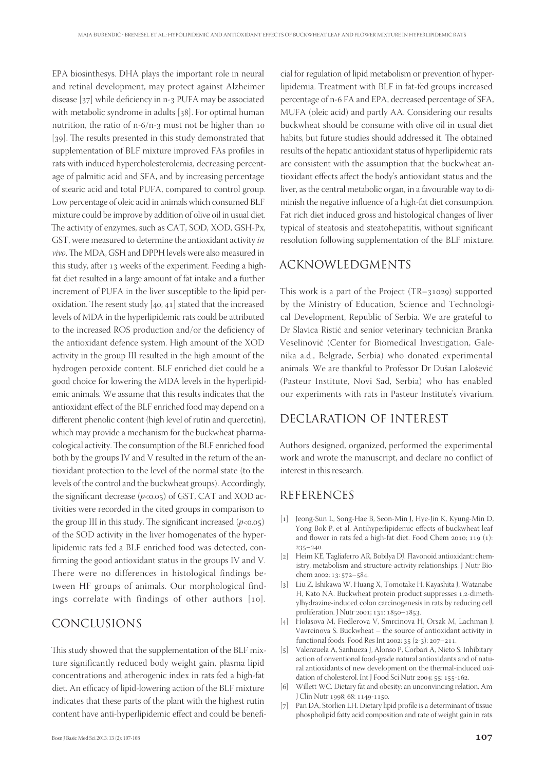EPA biosinthesys. DHA plays the important role in neural and retinal development, may protect against Alzheimer disease [37] while deficiency in n-3 PUFA may be associated with metabolic syndrome in adults [38]. For optimal human nutrition, the ratio of n-6/n-3 must not be higher than 10 [39]. The results presented in this study demonstrated that supplementation of BLF mixture improved FAs profiles in rats with induced hypercholesterolemia, decreasing percentage of palmitic acid and SFA, and by increasing percentage of stearic acid and total PUFA, compared to control group. Low percentage of oleic acid in animals which consumed BLF mixture could be improve by addition of olive oil in usual diet. The activity of enzymes, such as CAT, SOD, XOD, GSH-Px, GST, were measured to determine the antioxidant activity *in vivo*. The MDA, GSH and DPPH levels were also measured in this study, after 13 weeks of the experiment. Feeding a high-fat diet resulted in a large amount of fat intake and a further increment of PUFA in the liver susceptible to the lipid peroxidation. The resent study [40, 41] stated that the increased levels of MDA in the hyperlipidemic rats could be attributed to the increased ROS production and/or the deficiency of the antioxidant defence system. High amount of the XOD activity in the group III resulted in the high amount of the hydrogen peroxide content. BLF enriched diet could be a good choice for lowering the MDA levels in the hyperlipidemic animals. We assume that this results indicates that the antioxidant effect of the BLF enriched food may depend on a different phenolic content (high level of rutin and quercetin), which may provide a mechanism for the buckwheat pharmacological activity. The consumption of the BLF enriched food both by the groups IV and V resulted in the return of the antioxidant protection to the level of the normal state (to the levels of the control and the buckwheat groups). Accordingly, the significant decrease ($p<0.05$) of GST, CAT and XOD activities were recorded in the cited groups in comparison to the group III in this study. The significant increased ($p<0.05$) of the SOD activity in the liver homogenates of the hyperlipidemic rats fed a BLF enriched food was detected, confirming the good antioxidant status in the groups IV and V. There were no differences in histological findings between HF groups of animals. Our morphological findings correlate with findings of other authors [10].

## CONCLUSIONS

This study showed that the supplementation of the BLF mixture significantly reduced body weight gain, plasma lipid concentrations and atherogenic index in rats fed a high-fat diet. An efficacy of lipid-lowering action of the BLF mixture indicates that these parts of the plant with the highest rutin content have anti-hyperlipidemic effect and could be beneficial for regulation of lipid metabolism or prevention of hyperlipidemia. Treatment with BLF in fat-fed groups increased percentage of n-6 FA and EPA, decreased percentage of SFA, MUFA (oleic acid) and partly AA. Considering our results buckwheat should be consume with olive oil in usual diet habits, but future studies should addressed it. The obtained results of the hepatic antioxidant status of hyperlipidemic rats are consistent with the assumption that the buckwheat antioxidant effects affect the body's antioxidant status and the liver, as the central metabolic organ, in a favourable way to diminish the negative influence of a high-fat diet consumption. Fat rich diet induced gross and histological changes of liver typical of steatosis and steatohepatitis, without significant resolution following supplementation of the BLF mixture.

## ACKNOWLEDGMENTS

This work is a part of the Project (TR–31029) supported by the Ministry of Education, Science and Technological Development, Republic of Serbia. We are grateful to Dr Slavica Ristić and senior veterinary technician Branka Veselinović (Center for Biomedical Investigation, Galenika a.d., Belgrade, Serbia) who donated experimental animals. We are thankful to Professor Dr Dušan Lalošević (Pasteur Institute, Novi Sad, Serbia) who has enabled our experiments with rats in Pasteur Institute's vivarium.

## DECLARATION OF INTEREST

Authors designed, organized, performed the experimental work and wrote the manuscript, and declare no conflict of interest in this research.

## REFERENCES

[1] Jeong-Sun L, Song-Hae B, Seon-Min J, Hye-Jin K, Kyung-Min D, Yong-Bok P, et al. Antihyperlipidemic effects of buckwheat leaf and flower in rats fed a high-fat diet. Food Chem 2010; 119 (1): 235–240.

[2] Heim KE, Tagliaferro AR, Bobilya DJ. Flavonoid antioxidant: chemistry, metabolism and structure-activity relationships. J Nutr Biochem 2002; 13: 572–584.

[3] Liu Z, Ishikawa W, Huang X, Tomotake H, Kayashita J, Watanabe H, Kato NA. Buckwheat protein product suppresses 1,2-dimethylhydrazine-induced colon carcinogenesis in rats by reducing cell proliferation. J Nutr 2001; 131: 1850–1853.

[4] Holasova M, Fiedlerova V, Smrcinova H, Orsak M, Lachman J, Vavreinova S. Buckwheat – the source of antioxidant activity in functional foods. Food Res Int 2002; 35 (2-3): 207–211.

[5] Valenzuela A, Sanhueza J, Alonso P, Corbari A, Nieto S. Inhibitary action of onventional food-grade natural antioxidants and of natural antioxidants of new development on the thermal-induced oxidation of cholesterol. Int J Food Sci Nutr 2004; 55: 155-162.

[6] Willett WC. Dietary fat and obesity: an unconvincing relation. Am J Clin Nutr 1998; 68: 1149-1150.

[7] Pan DA, Storlien LH. Dietary lipid profile is a determinant of tissue phospholipid fatty acid composition and rate of weight gain in rats.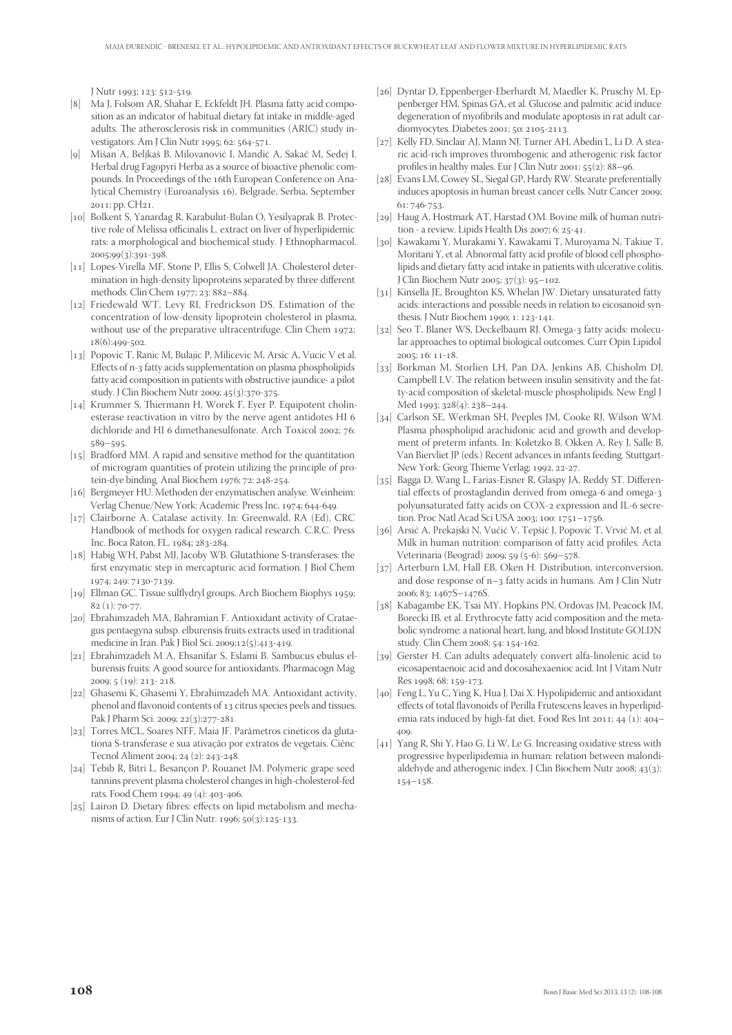J Nutr 1993; 123: 512-519.

[8] Ma J, Folsom AR, Shahar E, Eckfeldt JH. Plasma fatty acid composition as an indicator of habitual dietary fat intake in middle-aged adults. The atherosclerosis risk in communities (ARIC) study investigators. Am J Clin Nutr 1995; 62: 564-571.

[9] Mišan A, Beljkaš B, Milovanović I, Mandić A, Sakač M, Sedej I. Herbal drug Fagopyri Herba as a source of bioactive phenolic compounds. In Proceedings of the 16th European Conference on Analytical Chemistry (Euroanalysis 16), Belgrade, Serbia, September 2011; pp. CH21.

[10] Bolkent S, Yanardag R, Karabulut-Bulan O, Yesilyaprak B. Protective role of Melissa officinalis L. extract on liver of hyperlipidemic rats: a morphological and biochemical study. J Ethnopharmacol. 2005;99(3):391-398.

[11] Lopes-Virella MF, Stone P, Ellis S, Colwell JA. Cholesterol determination in high-density lipoproteins separated by three different methods. Clin Chem 1977; 23: 882–884.

[12] Friedewald WT, Levy RI, Fredrickson DS. Estimation of the concentration of low-density lipoprotein cholesterol in plasma, without use of the preparative ultracentrifuge. Clin Chem 1972; 18(6):499-502.

[13] Popovic T, Ranic M, Bulajic P, Milicevic M, Arsic A, Vucic V et al. Effects of n-3 fatty acids supplementation on plasma phospholipids fatty acid composition in patients with obstructive jaundice- a pilot study. J Clin Biochem Nutr 2009; 45(3):370-375.

[14] Krummer S, Thiermann H, Worek F, Eyer P. Equipotent cholinesterase reactivation in vitro by the nerve agent antidotes HI 6 dichloride and HI 6 dimethanesulfonate. Arch Toxicol 2002; 76: 589–595.

[15] Bradford MM. A rapid and sensitive method for the quantitation of microgram quantities of protein utilizing the principle of protein-dye binding. Anal Biochem 1976; 72: 248-254.

[16] Bergmeyer HU. Methoden der enzymatischen analyse. Weinheim: Verlag Chenue/New York: Academic Press Inc, 1974; 644-649.

[17] Clairborne A. Catalase activity. In: Greenwald, RA (Ed), CRC Handbook of methods for oxygen radical research. C.R.C. Press Inc. Boca Raton, FL, 1984; 283-284.

[18] Habig WH, Pabst MJ, Jacoby WB. Glutathione S-transferases: the first enzymatic step in mercapturic acid formation. J Biol Chem 1974; 249: 7130-7139.

[19] Ellman GC. Tissue sulflydryl groups. Arch Biochem Biophys 1959; 82 (1): 70-77.

[20] Ebrahimzadeh MA, Bahramian F. Antioxidant activity of Crataegus pentaegyna subsp. elburensis fruits extracts used in traditional medicine in Iran. Pak J Biol Sci. 2009;12(5):413-419.

[21] Ebrahimzadeh M A, Ehsanifar S, Eslami B. Sambucus ebulus elburensis fruits: A good source for antioxidants. Pharmacogn Mag 2009; 5 (19): 213- 218.

[22] Ghasemi K, Ghasemi Y, Ebrahimzadeh MA. Antioxidant activity, phenol and flavonoid contents of 13 citrus species peels and tissues. Pak J Pharm Sci. 2009; 22(3):277-281.

[23] Torres MCL, Soares NFF, Maia JF. Parâmetros cinéticos da glutationa S-transferase e sua ativação por extratos de vegetais. Ciênc Tecnol Aliment 2004; 24 (2): 243-248.

[24] Tebib R, Bitri L, Besançon P, Rouanet JM. Polymeric grape seed tannins prevent plasma cholesterol changes in high-cholesterol-fed rats. Food Chem 1994; 49 (4): 403-406.

[25] Lairon D. Dietary fibres: effects on lipid metabolism and mechanisms of action. Eur J Clin Nutr. 1996; 50(3):125-133.

[26] Dyntar D, Eppenberger-Eberhardt M, Maedler K, Pruschy M, Eppenberger HM, Spinas GA, et al. Glucose and palmitic acid induce degeneration of myofibrils and modulate apoptosis in rat adult cardiomyocytes. Diabetes 2001; 50: 2105-2113.

[27] Kelly FD, Sinclair AJ, Mann NJ, Turner AH, Abedin L, Li D. A stearic acid-rich improves thrombogenic and atherogenic risk factor profiles in healthy males. Eur J Clin Nutr 2001; 55(2): 88–96.

[28] Evans LM, Cowey SL, Siegal GP, Hardy RW. Stearate preferentially induces apoptosis in human breast cancer cells. Nutr Cancer 2009; 61: 746-753.

[29] Haug A, Hostmark AT, Harstad OM. Bovine milk of human nutrition - a review. Lipids Health Dis 2007; 6: 25-41.

[30] Kawakami Y, Murakami Y, Kawakami T, Muroyama N, Takiue T, Moritani Y, et al. Abnormal fatty acid profile of blood cell phospholipids and dietary fatty acid intake in patients with ulcerative colitis. J Clin Biochem Nutr 2005; 37(3): 95–102.

[31] Kinsella JE, Broughton KS, Whelan JW. Dietary unsaturated fatty acids: interactions and possible needs in relation to eicosanoid synthesis. J Nutr Biochem 1990; 1: 123-141.

[32] Seo T, Blaner WS, Deckelbaum RJ. Omega-3 fatty acids: molecular approaches to optimal biological outcomes. Curr Opin Lipidol 2005; 16: 11-18.

[33] Borkman M, Storlien LH, Pan DA, Jenkins AB, Chisholm DJ, Campbell LV. The relation between insulin sensitivity and the fatty-acid composition of skeletal-muscle phospholipids. New Engl J Med 1993; 328(4): 238–244.

[34] Carlson SE, Werkman SH, Peeples JM, Cooke RJ, Wilson WM. Plasma phospholipid arachidonic acid and growth and development of preterm infants. In: Koletzko B, Okken A, Rey J, Salle B, Van Biervliet JP (eds.) Recent advances in infants feeding. Stuttgart-New York: Georg Thieme Verlag; 1992, 22-27.

[35] Bagga D, Wang L, Farias-Eisner R, Glaspy JA, Reddy ST. Differential effects of prostaglandin derived from omega-6 and omega-3 polyunsaturated fatty acids on COX-2 expression and IL-6 secretion. Proc Natl Acad Sci USA 2003; 100: 1751–1756.

[36] Arsić A, Prekajski N, Vučić V, Tepšić J, Popović T, Vrvić M, et al. Milk in human nutrition: comparison of fatty acid profiles. Acta Veterinaria (Beograd) 2009; 59 (5-6): 569–578.

[37] Arterburn LM, Hall EB, Oken H. Distribution, interconversion, and dose response of n–3 fatty acids in humans. Am J Clin Nutr 2006; 83: 1467S–1476S.

[38] Kabagambe EK, Tsai MY, Hopkins PN, Ordovas JM, Peacock JM, Borecki IB, et al. Erythrocyte fatty acid composition and the metabolic syndrome: a national heart, lung, and blood Institute GOLDN study. Clin Chem 2008; 54: 154-162.

[39] Gerster H. Can adults adequately convert alfa-linolenic acid to eicosapentaenoic acid and docosahexaenioc acid. Int J Vitam Nutr Res 1998; 68: 159-173.

[40] Feng L, Yu C, Ying K, Hua J, Dai X. Hypolipidemic and antioxidant effects of total flavonoids of Perilla Frutescens leaves in hyperlipidemia rats induced by high-fat diet. Food Res Int 2011; 44 (1): 404–409.

[41] Yang R, Shi Y, Hao G, Li W, Le G. Increasing oxidative stress with progressive hyperlipidemia in human: relation between malondialdehyde and atherogenic index. J Clin Biochem Nutr 2008; 43(3): 154–158.